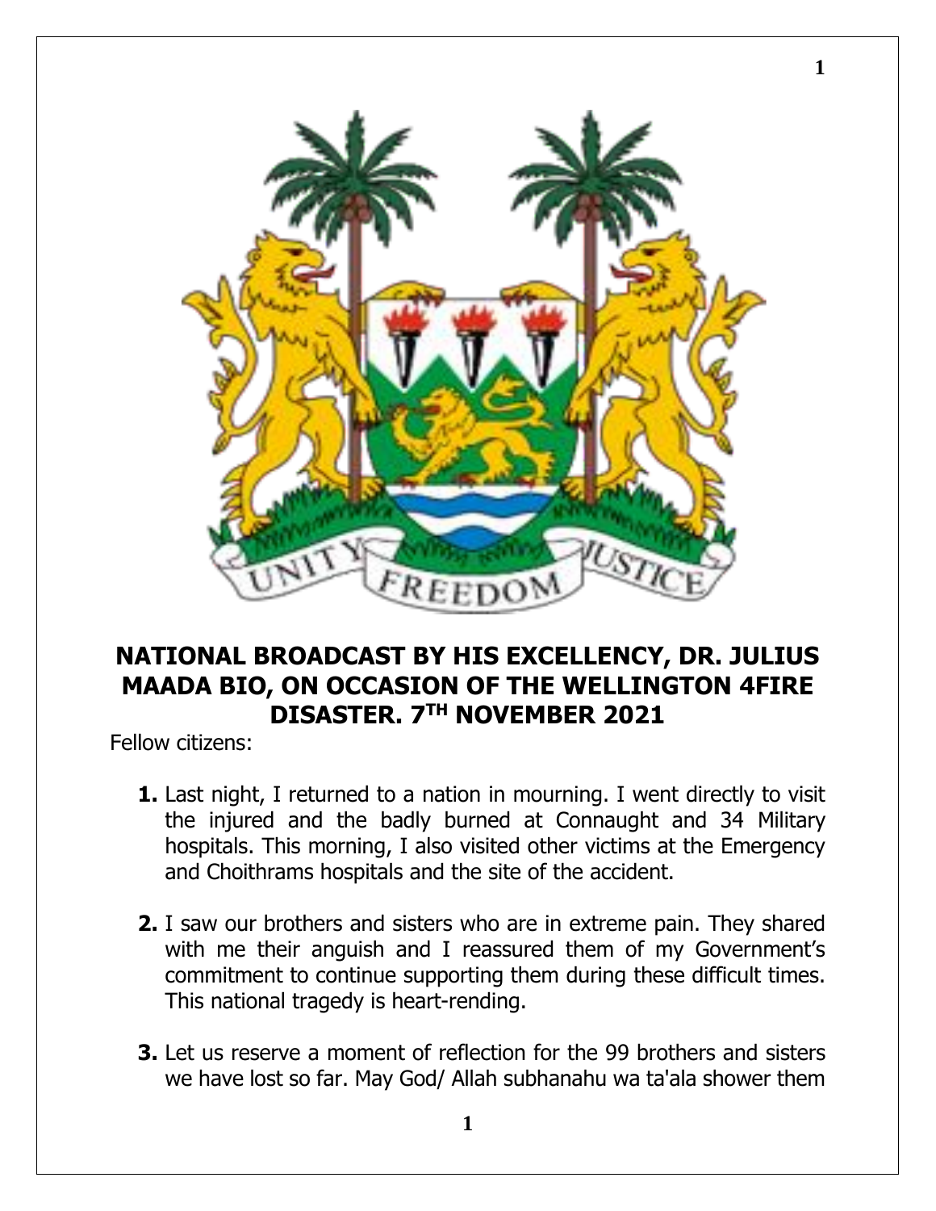# NATIONAL BROADCAST BY HIS EXCELLENCY, DR. JULIUS MAADA BIO, ON OCCASION OF THE WELLINGTON 4FIRE DISASTER. 7TH NOVEMBER 2021

Fellow citizens:

1. Last night, I returned to a nation in mourning. I went directly to visit the injured and the badly burned at Connaught and 34 Military hospitals. This morning, I also visited other victims at the Emergency and Choithrams hospitals and the site of the accident.

2. I saw our brothers and sisters who are in extreme pain. They shared with me their anguish and I reassured them of my Government's commitment to continue supporting them during these difficult times. This national tragedy is heart-rending.

3. Let us reserve a moment of reflection for the 99 brothers and sisters we have lost so far. May God/ Allah subhanahu wa ta'ala shower them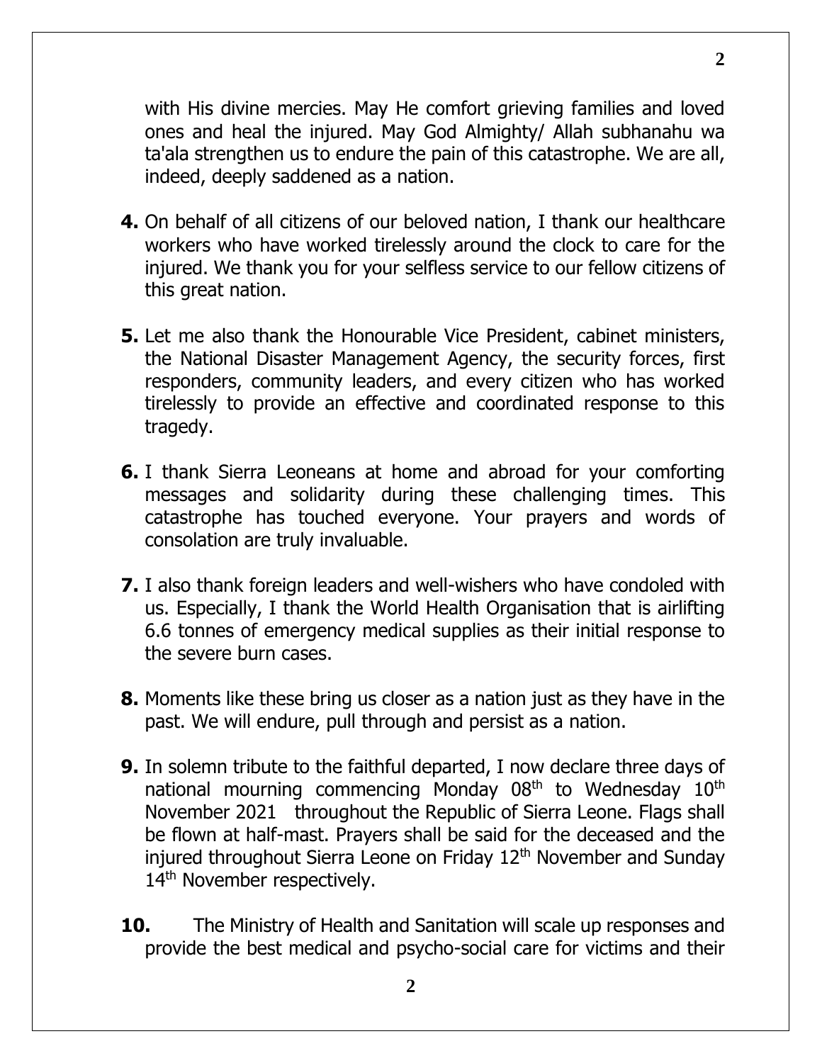with His divine mercies. May He comfort grieving families and loved ones and heal the injured. May God Almighty/ Allah subhanahu wa ta'ala strengthen us to endure the pain of this catastrophe. We are all, indeed, deeply saddened as a nation.

**4.** On behalf of all citizens of our beloved nation, I thank our healthcare workers who have worked tirelessly around the clock to care for the injured. We thank you for your selfless service to our fellow citizens of this great nation.

**5.** Let me also thank the Honourable Vice President, cabinet ministers, the National Disaster Management Agency, the security forces, first responders, community leaders, and every citizen who has worked tirelessly to provide an effective and coordinated response to this tragedy.

**6.** I thank Sierra Leoneans at home and abroad for your comforting messages and solidarity during these challenging times. This catastrophe has touched everyone. Your prayers and words of consolation are truly invaluable.

**7.** I also thank foreign leaders and well-wishers who have condoled with us. Especially, I thank the World Health Organisation that is airlifting 6.6 tonnes of emergency medical supplies as their initial response to the severe burn cases.

**8.** Moments like these bring us closer as a nation just as they have in the past. We will endure, pull through and persist as a nation.

**9.** In solemn tribute to the faithful departed, I now declare three days of national mourning commencing Monday 08th to Wednesday 10th November 2021 throughout the Republic of Sierra Leone. Flags shall be flown at half-mast. Prayers shall be said for the deceased and the injured throughout Sierra Leone on Friday 12th November and Sunday 14th November respectively.

**10.** The Ministry of Health and Sanitation will scale up responses and provide the best medical and psycho-social care for victims and their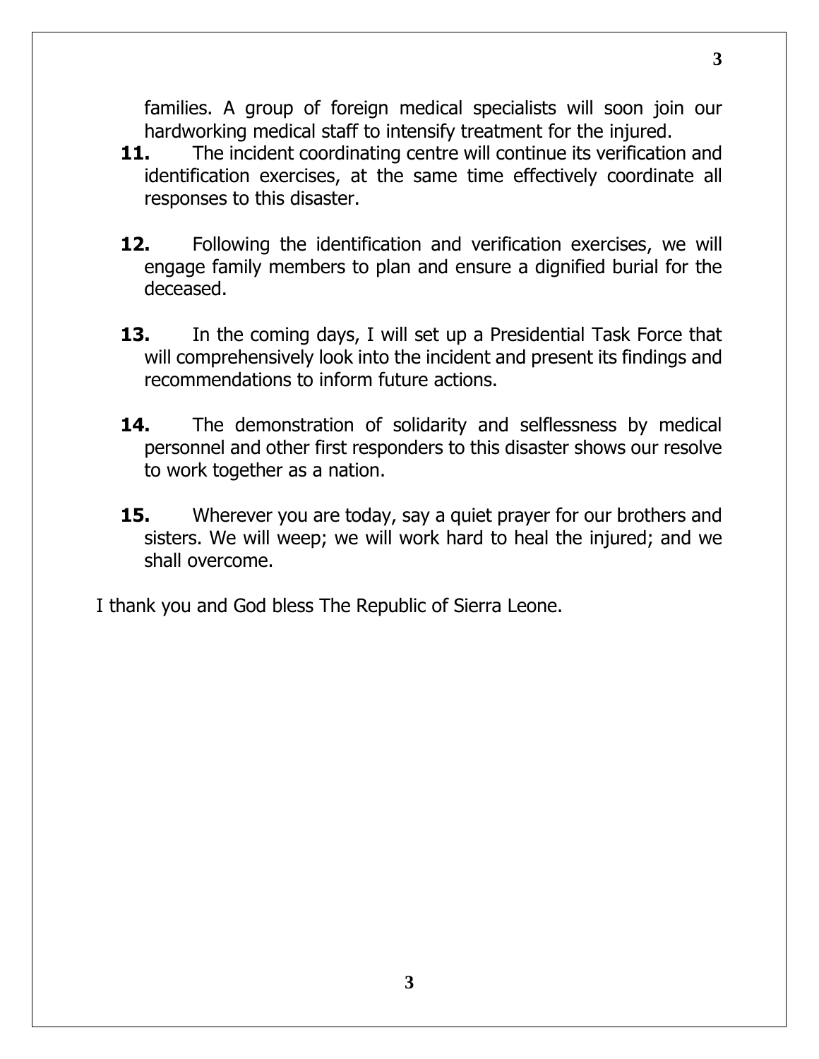families. A group of foreign medical specialists will soon join our hardworking medical staff to intensify treatment for the injured.

**11.** The incident coordinating centre will continue its verification and identification exercises, at the same time effectively coordinate all responses to this disaster.

**12.** Following the identification and verification exercises, we will engage family members to plan and ensure a dignified burial for the deceased.

**13.** In the coming days, I will set up a Presidential Task Force that will comprehensively look into the incident and present its findings and recommendations to inform future actions.

**14.** The demonstration of solidarity and selflessness by medical personnel and other first responders to this disaster shows our resolve to work together as a nation.

**15.** Wherever you are today, say a quiet prayer for our brothers and sisters. We will weep; we will work hard to heal the injured; and we shall overcome.

I thank you and God bless The Republic of Sierra Leone.